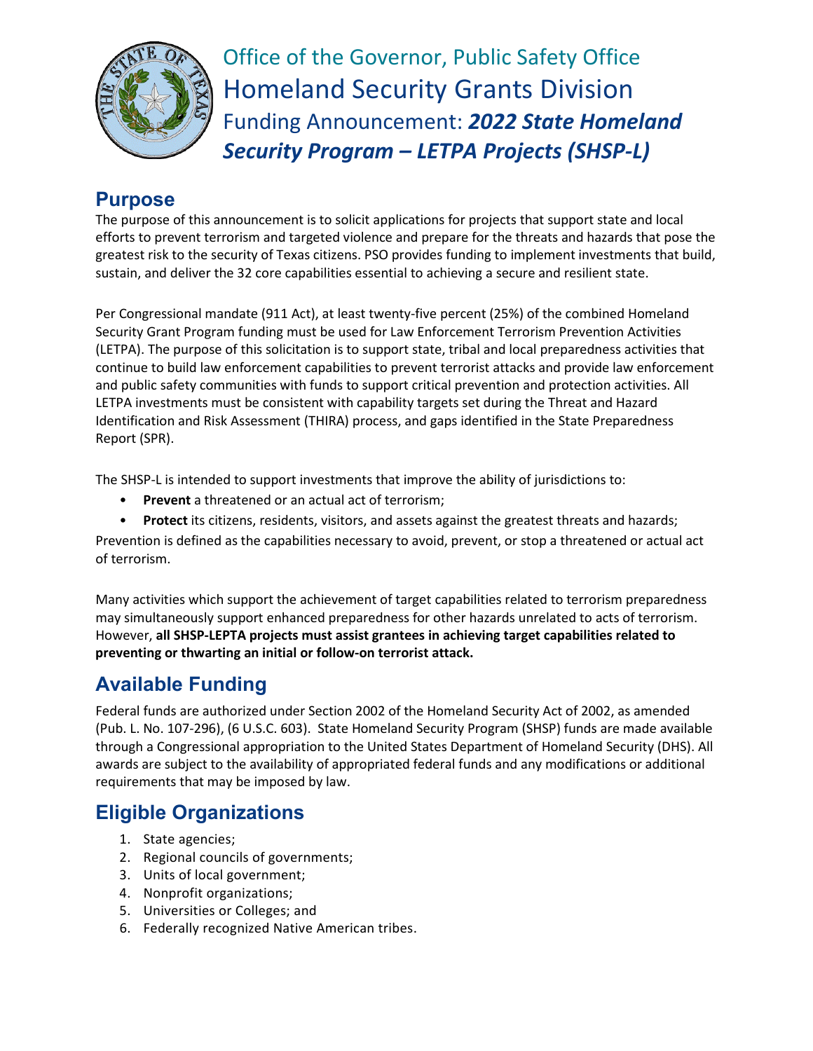Office of the Governor, Public Safety Office

# Homeland Security Grants Division

Funding Announcement: ***2022 State Homeland Security Program – LETPA Projects (SHSP-L)***

## Purpose

The purpose of this announcement is to solicit applications for projects that support state and local efforts to prevent terrorism and targeted violence and prepare for the threats and hazards that pose the greatest risk to the security of Texas citizens. PSO provides funding to implement investments that build, sustain, and deliver the 32 core capabilities essential to achieving a secure and resilient state.

Per Congressional mandate (911 Act), at least twenty-five percent (25%) of the combined Homeland Security Grant Program funding must be used for Law Enforcement Terrorism Prevention Activities (LETPA). The purpose of this solicitation is to support state, tribal and local preparedness activities that continue to build law enforcement capabilities to prevent terrorist attacks and provide law enforcement and public safety communities with funds to support critical prevention and protection activities. All LETPA investments must be consistent with capability targets set during the Threat and Hazard Identification and Risk Assessment (THIRA) process, and gaps identified in the State Preparedness Report (SPR).

The SHSP-L is intended to support investments that improve the ability of jurisdictions to:

- **Prevent** a threatened or an actual act of terrorism;
- **Protect** its citizens, residents, visitors, and assets against the greatest threats and hazards;

Prevention is defined as the capabilities necessary to avoid, prevent, or stop a threatened or actual act of terrorism.

Many activities which support the achievement of target capabilities related to terrorism preparedness may simultaneously support enhanced preparedness for other hazards unrelated to acts of terrorism. However, **all SHSP-LEPTA projects must assist grantees in achieving target capabilities related to preventing or thwarting an initial or follow-on terrorist attack.**

## Available Funding

Federal funds are authorized under Section 2002 of the Homeland Security Act of 2002, as amended (Pub. L. No. 107-296), (6 U.S.C. 603). State Homeland Security Program (SHSP) funds are made available through a Congressional appropriation to the United States Department of Homeland Security (DHS). All awards are subject to the availability of appropriated federal funds and any modifications or additional requirements that may be imposed by law.

## Eligible Organizations

1. State agencies;
2. Regional councils of governments;
3. Units of local government;
4. Nonprofit organizations;
5. Universities or Colleges; and
6. Federally recognized Native American tribes.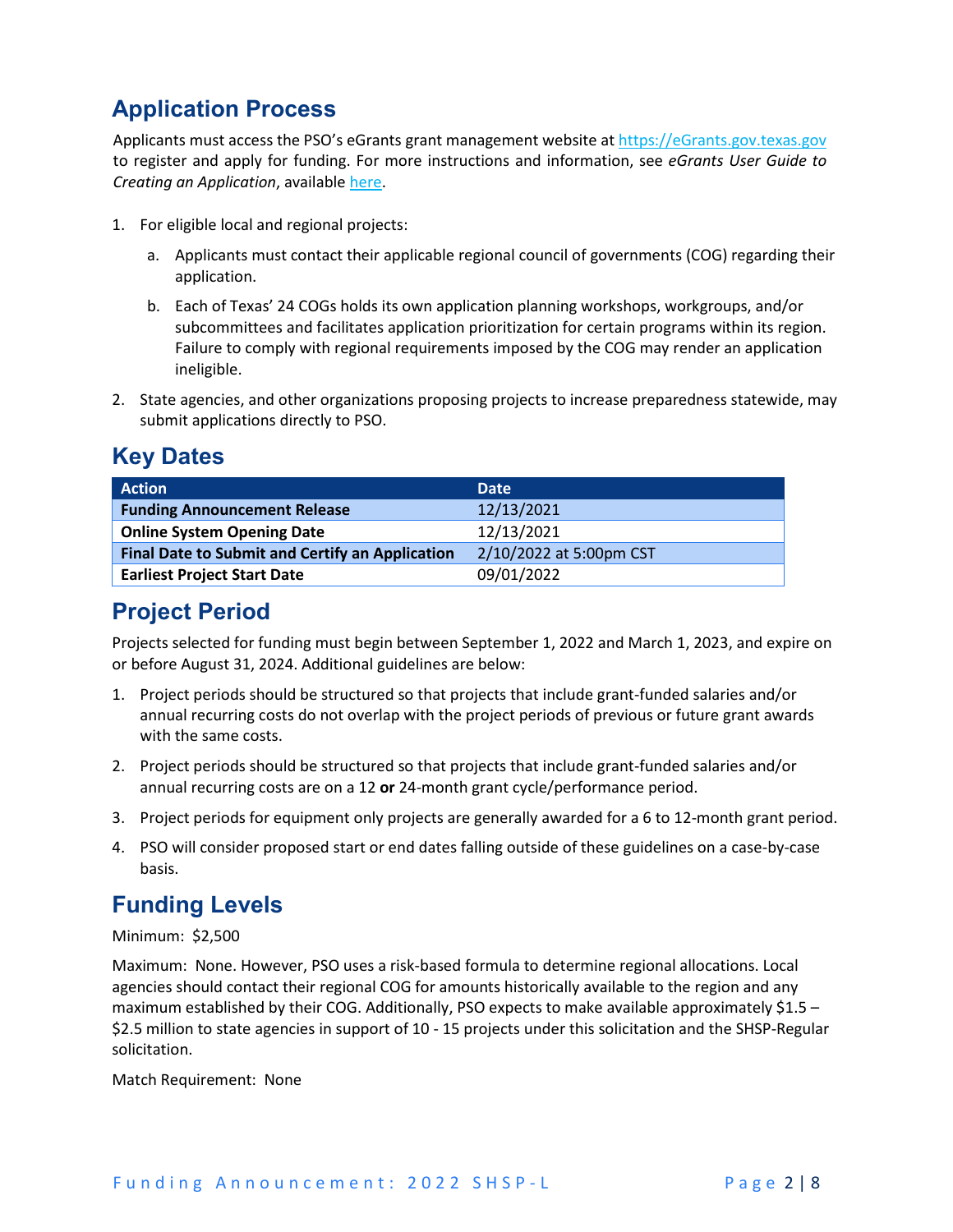## Application Process

Applicants must access the PSO's eGrants grant management website at https://eGrants.gov.texas.gov to register and apply for funding. For more instructions and information, see *eGrants User Guide to Creating an Application*, available here.

1. For eligible local and regional projects:
   a. Applicants must contact their applicable regional council of governments (COG) regarding their application.
   b. Each of Texas' 24 COGs holds its own application planning workshops, workgroups, and/or subcommittees and facilitates application prioritization for certain programs within its region. Failure to comply with regional requirements imposed by the COG may render an application ineligible.
2. State agencies, and other organizations proposing projects to increase preparedness statewide, may submit applications directly to PSO.

## Key Dates

| Action | Date |
| --- | --- |
| **Funding Announcement Release** | 12/13/2021 |
| **Online System Opening Date** | 12/13/2021 |
| **Final Date to Submit and Certify an Application** | 2/10/2022 at 5:00pm CST |
| **Earliest Project Start Date** | 09/01/2022 |

## Project Period

Projects selected for funding must begin between September 1, 2022 and March 1, 2023, and expire on or before August 31, 2024. Additional guidelines are below:

1. Project periods should be structured so that projects that include grant-funded salaries and/or annual recurring costs do not overlap with the project periods of previous or future grant awards with the same costs.
2. Project periods should be structured so that projects that include grant-funded salaries and/or annual recurring costs are on a 12 **or** 24-month grant cycle/performance period.
3. Project periods for equipment only projects are generally awarded for a 6 to 12-month grant period.
4. PSO will consider proposed start or end dates falling outside of these guidelines on a case-by-case basis.

## Funding Levels

Minimum: $2,500

Maximum: None. However, PSO uses a risk-based formula to determine regional allocations. Local agencies should contact their regional COG for amounts historically available to the region and any maximum established by their COG. Additionally, PSO expects to make available approximately $1.5 – $2.5 million to state agencies in support of 10 - 15 projects under this solicitation and the SHSP-Regular solicitation.

Match Requirement: None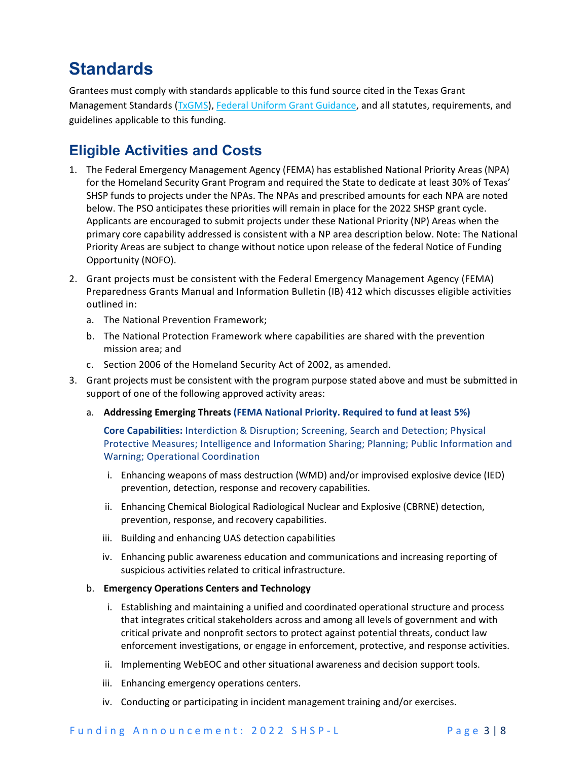# Standards

Grantees must comply with standards applicable to this fund source cited in the Texas Grant Management Standards (TxGMS), Federal Uniform Grant Guidance, and all statutes, requirements, and guidelines applicable to this funding.

## Eligible Activities and Costs

1. The Federal Emergency Management Agency (FEMA) has established National Priority Areas (NPA) for the Homeland Security Grant Program and required the State to dedicate at least 30% of Texas' SHSP funds to projects under the NPAs. The NPAs and prescribed amounts for each NPA are noted below. The PSO anticipates these priorities will remain in place for the 2022 SHSP grant cycle. Applicants are encouraged to submit projects under these National Priority (NP) Areas when the primary core capability addressed is consistent with a NP area description below. Note: The National Priority Areas are subject to change without notice upon release of the federal Notice of Funding Opportunity (NOFO).
2. Grant projects must be consistent with the Federal Emergency Management Agency (FEMA) Preparedness Grants Manual and Information Bulletin (IB) 412 which discusses eligible activities outlined in:
   a. The National Prevention Framework;
   b. The National Protection Framework where capabilities are shared with the prevention mission area; and
   c. Section 2006 of the Homeland Security Act of 2002, as amended.
3. Grant projects must be consistent with the program purpose stated above and must be submitted in support of one of the following approved activity areas:
   a. **Addressing Emerging Threats (FEMA National Priority. Required to fund at least 5%)**

      **Core Capabilities:** Interdiction & Disruption; Screening, Search and Detection; Physical Protective Measures; Intelligence and Information Sharing; Planning; Public Information and Warning; Operational Coordination

      i. Enhancing weapons of mass destruction (WMD) and/or improvised explosive device (IED) prevention, detection, response and recovery capabilities.
      ii. Enhancing Chemical Biological Radiological Nuclear and Explosive (CBRNE) detection, prevention, response, and recovery capabilities.
      iii. Building and enhancing UAS detection capabilities
      iv. Enhancing public awareness education and communications and increasing reporting of suspicious activities related to critical infrastructure.

   b. **Emergency Operations Centers and Technology**

      i. Establishing and maintaining a unified and coordinated operational structure and process that integrates critical stakeholders across and among all levels of government and with critical private and nonprofit sectors to protect against potential threats, conduct law enforcement investigations, or engage in enforcement, protective, and response activities.
      ii. Implementing WebEOC and other situational awareness and decision support tools.
      iii. Enhancing emergency operations centers.
      iv. Conducting or participating in incident management training and/or exercises.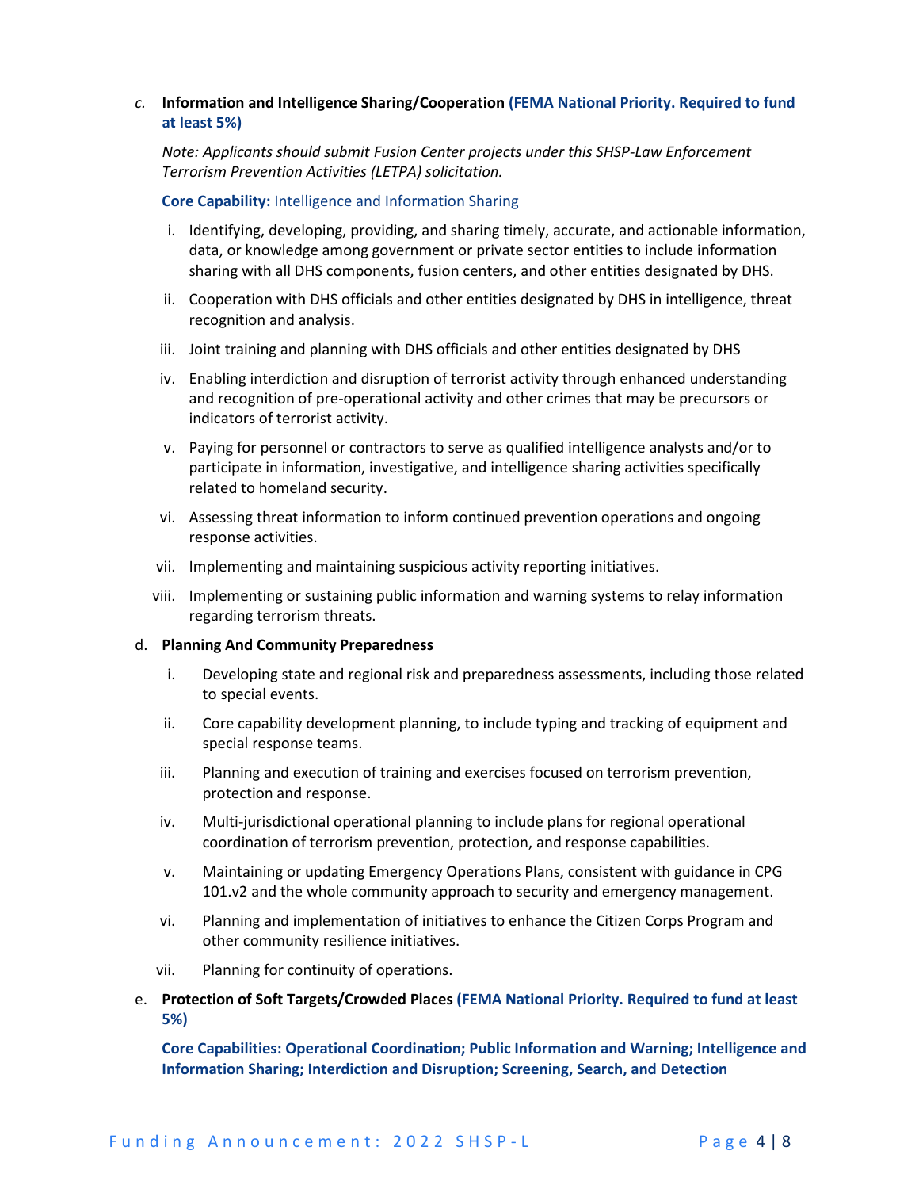*c.* **Information and Intelligence Sharing/Cooperation (FEMA National Priority. Required to fund at least 5%)**

*Note: Applicants should submit Fusion Center projects under this SHSP-Law Enforcement Terrorism Prevention Activities (LETPA) solicitation.*

**Core Capability:** Intelligence and Information Sharing

i. Identifying, developing, providing, and sharing timely, accurate, and actionable information, data, or knowledge among government or private sector entities to include information sharing with all DHS components, fusion centers, and other entities designated by DHS.

ii. Cooperation with DHS officials and other entities designated by DHS in intelligence, threat recognition and analysis.

iii. Joint training and planning with DHS officials and other entities designated by DHS

iv. Enabling interdiction and disruption of terrorist activity through enhanced understanding and recognition of pre-operational activity and other crimes that may be precursors or indicators of terrorist activity.

v. Paying for personnel or contractors to serve as qualified intelligence analysts and/or to participate in information, investigative, and intelligence sharing activities specifically related to homeland security.

vi. Assessing threat information to inform continued prevention operations and ongoing response activities.

vii. Implementing and maintaining suspicious activity reporting initiatives.

viii. Implementing or sustaining public information and warning systems to relay information regarding terrorism threats.

d. **Planning And Community Preparedness**

i. Developing state and regional risk and preparedness assessments, including those related to special events.

ii. Core capability development planning, to include typing and tracking of equipment and special response teams.

iii. Planning and execution of training and exercises focused on terrorism prevention, protection and response.

iv. Multi-jurisdictional operational planning to include plans for regional operational coordination of terrorism prevention, protection, and response capabilities.

v. Maintaining or updating Emergency Operations Plans, consistent with guidance in CPG 101.v2 and the whole community approach to security and emergency management.

vi. Planning and implementation of initiatives to enhance the Citizen Corps Program and other community resilience initiatives.

vii. Planning for continuity of operations.

e. **Protection of Soft Targets/Crowded Places (FEMA National Priority. Required to fund at least 5%)**

**Core Capabilities: Operational Coordination; Public Information and Warning; Intelligence and Information Sharing; Interdiction and Disruption; Screening, Search, and Detection**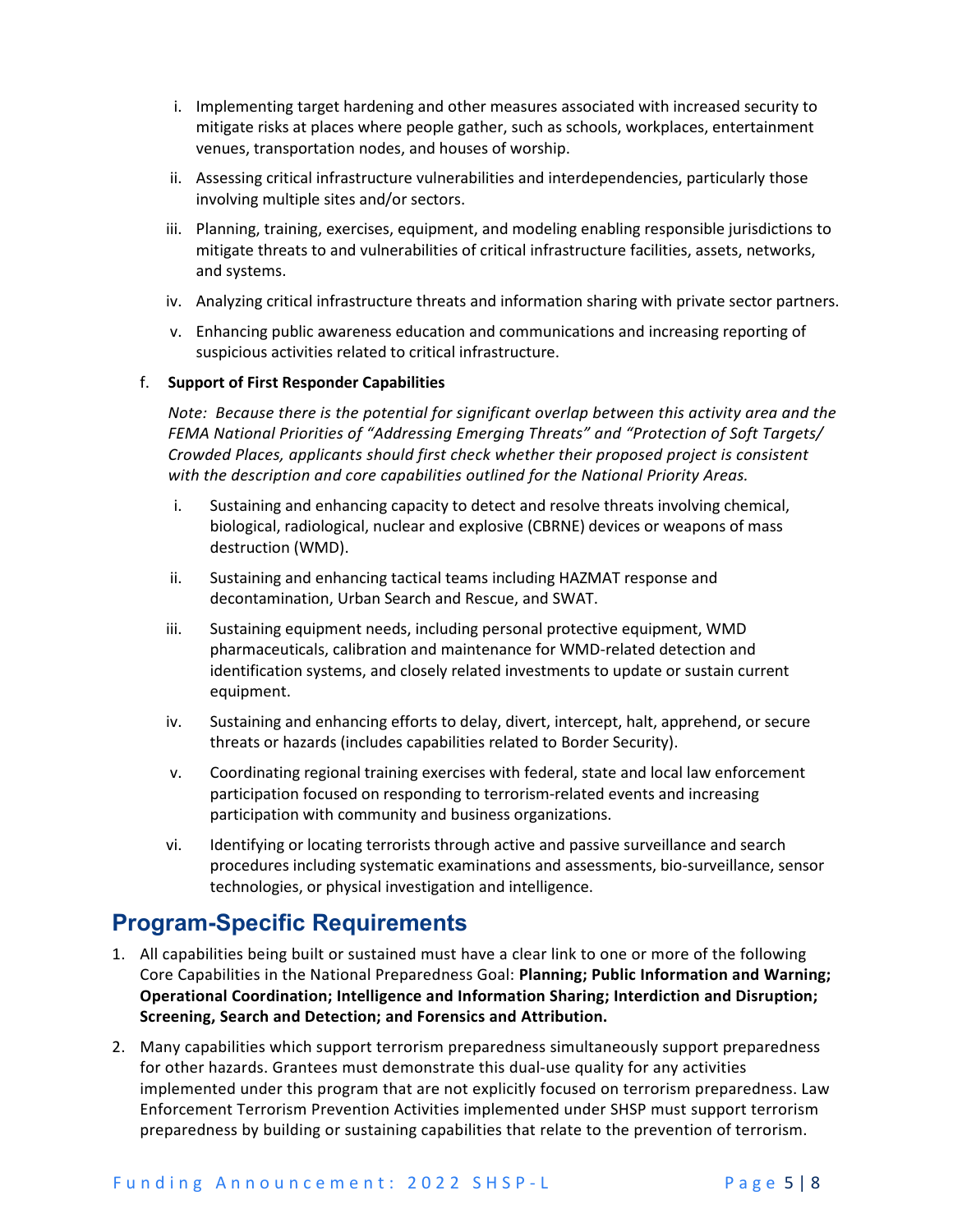i. Implementing target hardening and other measures associated with increased security to mitigate risks at places where people gather, such as schools, workplaces, entertainment venues, transportation nodes, and houses of worship.

ii. Assessing critical infrastructure vulnerabilities and interdependencies, particularly those involving multiple sites and/or sectors.

iii. Planning, training, exercises, equipment, and modeling enabling responsible jurisdictions to mitigate threats to and vulnerabilities of critical infrastructure facilities, assets, networks, and systems.

iv. Analyzing critical infrastructure threats and information sharing with private sector partners.

v. Enhancing public awareness education and communications and increasing reporting of suspicious activities related to critical infrastructure.

f. **Support of First Responder Capabilities**

*Note: Because there is the potential for significant overlap between this activity area and the FEMA National Priorities of "Addressing Emerging Threats" and "Protection of Soft Targets/ Crowded Places, applicants should first check whether their proposed project is consistent with the description and core capabilities outlined for the National Priority Areas.*

i. Sustaining and enhancing capacity to detect and resolve threats involving chemical, biological, radiological, nuclear and explosive (CBRNE) devices or weapons of mass destruction (WMD).

ii. Sustaining and enhancing tactical teams including HAZMAT response and decontamination, Urban Search and Rescue, and SWAT.

iii. Sustaining equipment needs, including personal protective equipment, WMD pharmaceuticals, calibration and maintenance for WMD-related detection and identification systems, and closely related investments to update or sustain current equipment.

iv. Sustaining and enhancing efforts to delay, divert, intercept, halt, apprehend, or secure threats or hazards (includes capabilities related to Border Security).

v. Coordinating regional training exercises with federal, state and local law enforcement participation focused on responding to terrorism-related events and increasing participation with community and business organizations.

vi. Identifying or locating terrorists through active and passive surveillance and search procedures including systematic examinations and assessments, bio-surveillance, sensor technologies, or physical investigation and intelligence.

## Program-Specific Requirements

1. All capabilities being built or sustained must have a clear link to one or more of the following Core Capabilities in the National Preparedness Goal: **Planning; Public Information and Warning; Operational Coordination; Intelligence and Information Sharing; Interdiction and Disruption; Screening, Search and Detection; and Forensics and Attribution.**
2. Many capabilities which support terrorism preparedness simultaneously support preparedness for other hazards. Grantees must demonstrate this dual-use quality for any activities implemented under this program that are not explicitly focused on terrorism preparedness. Law Enforcement Terrorism Prevention Activities implemented under SHSP must support terrorism preparedness by building or sustaining capabilities that relate to the prevention of terrorism.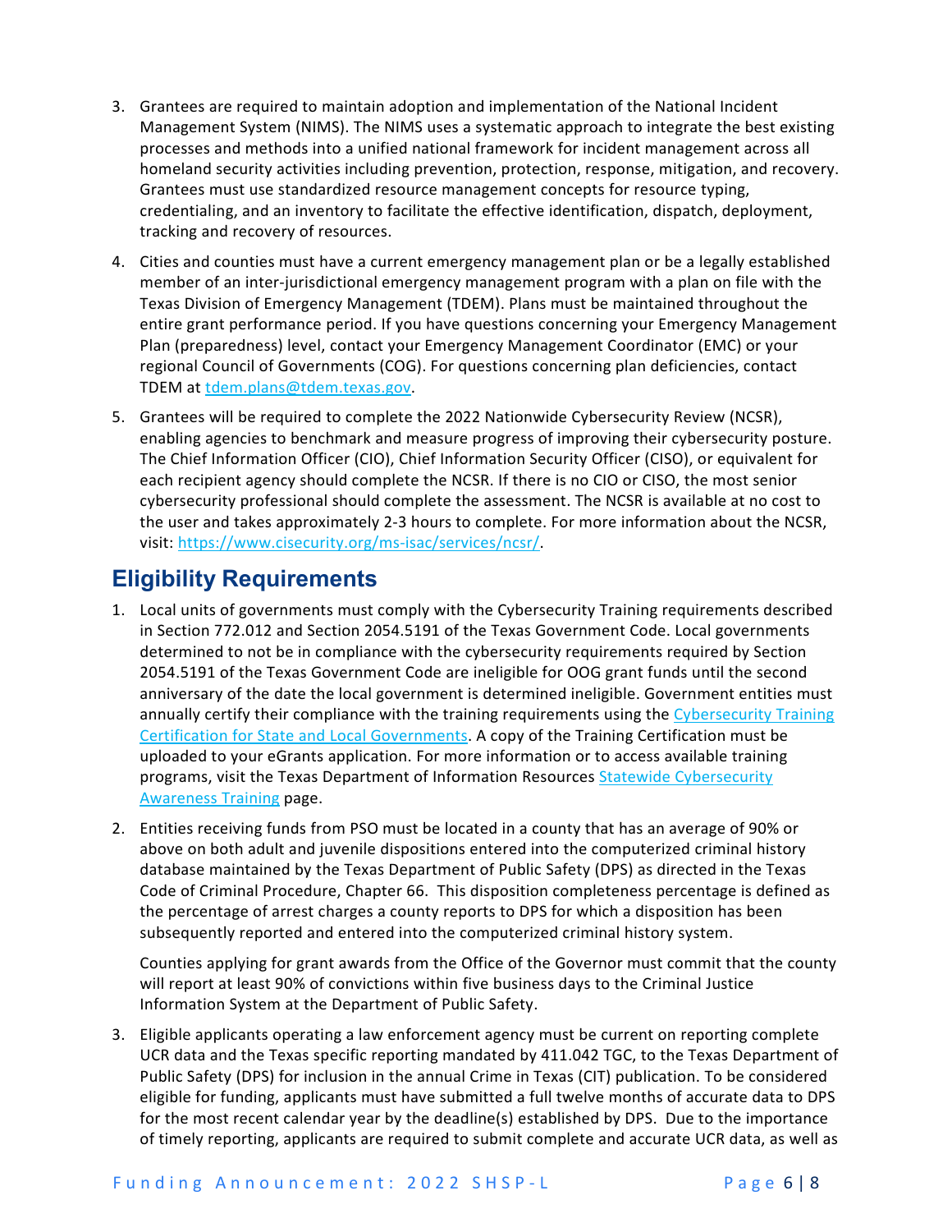3. Grantees are required to maintain adoption and implementation of the National Incident Management System (NIMS). The NIMS uses a systematic approach to integrate the best existing processes and methods into a unified national framework for incident management across all homeland security activities including prevention, protection, response, mitigation, and recovery. Grantees must use standardized resource management concepts for resource typing, credentialing, and an inventory to facilitate the effective identification, dispatch, deployment, tracking and recovery of resources.

4. Cities and counties must have a current emergency management plan or be a legally established member of an inter-jurisdictional emergency management program with a plan on file with the Texas Division of Emergency Management (TDEM). Plans must be maintained throughout the entire grant performance period. If you have questions concerning your Emergency Management Plan (preparedness) level, contact your Emergency Management Coordinator (EMC) or your regional Council of Governments (COG). For questions concerning plan deficiencies, contact TDEM at [tdem.plans@tdem.texas.gov](mailto:tdem.plans@tdem.texas.gov).

5. Grantees will be required to complete the 2022 Nationwide Cybersecurity Review (NCSR), enabling agencies to benchmark and measure progress of improving their cybersecurity posture. The Chief Information Officer (CIO), Chief Information Security Officer (CISO), or equivalent for each recipient agency should complete the NCSR. If there is no CIO or CISO, the most senior cybersecurity professional should complete the assessment. The NCSR is available at no cost to the user and takes approximately 2-3 hours to complete. For more information about the NCSR, visit: [https://www.cisecurity.org/ms-isac/services/ncsr/](https://www.cisecurity.org/ms-isac/services/ncsr/).

## Eligibility Requirements

1. Local units of governments must comply with the Cybersecurity Training requirements described in Section 772.012 and Section 2054.5191 of the Texas Government Code. Local governments determined to not be in compliance with the cybersecurity requirements required by Section 2054.5191 of the Texas Government Code are ineligible for OOG grant funds until the second anniversary of the date the local government is determined ineligible. Government entities must annually certify their compliance with the training requirements using the Cybersecurity Training Certification for State and Local Governments. A copy of the Training Certification must be uploaded to your eGrants application. For more information or to access available training programs, visit the Texas Department of Information Resources Statewide Cybersecurity Awareness Training page.

2. Entities receiving funds from PSO must be located in a county that has an average of 90% or above on both adult and juvenile dispositions entered into the computerized criminal history database maintained by the Texas Department of Public Safety (DPS) as directed in the Texas Code of Criminal Procedure, Chapter 66. This disposition completeness percentage is defined as the percentage of arrest charges a county reports to DPS for which a disposition has been subsequently reported and entered into the computerized criminal history system.

   Counties applying for grant awards from the Office of the Governor must commit that the county will report at least 90% of convictions within five business days to the Criminal Justice Information System at the Department of Public Safety.

3. Eligible applicants operating a law enforcement agency must be current on reporting complete UCR data and the Texas specific reporting mandated by 411.042 TGC, to the Texas Department of Public Safety (DPS) for inclusion in the annual Crime in Texas (CIT) publication. To be considered eligible for funding, applicants must have submitted a full twelve months of accurate data to DPS for the most recent calendar year by the deadline(s) established by DPS. Due to the importance of timely reporting, applicants are required to submit complete and accurate UCR data, as well as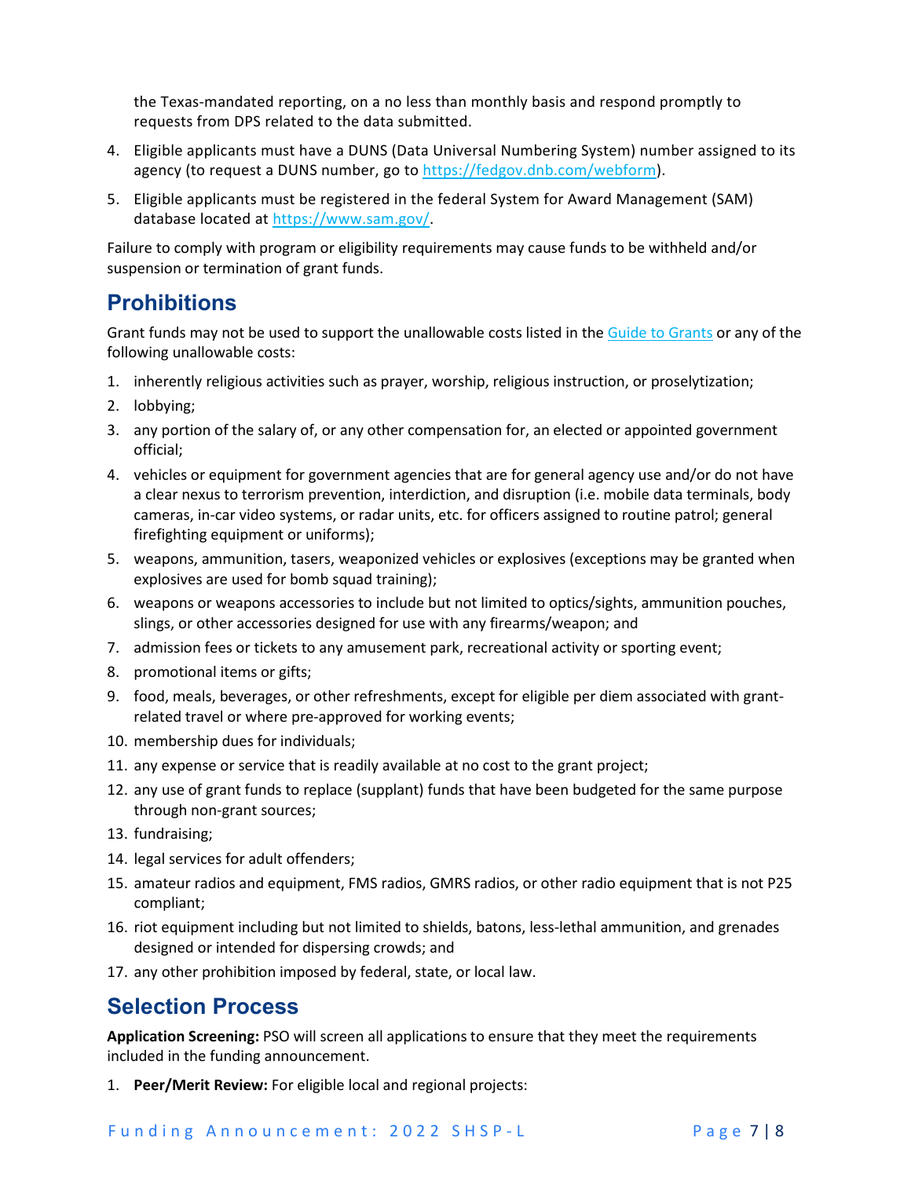the Texas-mandated reporting, on a no less than monthly basis and respond promptly to requests from DPS related to the data submitted.

4. Eligible applicants must have a DUNS (Data Universal Numbering System) number assigned to its agency (to request a DUNS number, go to [https://fedgov.dnb.com/webform](https://fedgov.dnb.com/webform)).
5. Eligible applicants must be registered in the federal System for Award Management (SAM) database located at [https://www.sam.gov/](https://www.sam.gov/).

Failure to comply with program or eligibility requirements may cause funds to be withheld and/or suspension or termination of grant funds.

## Prohibitions

Grant funds may not be used to support the unallowable costs listed in the Guide to Grants or any of the following unallowable costs:

1. inherently religious activities such as prayer, worship, religious instruction, or proselytization;
2. lobbying;
3. any portion of the salary of, or any other compensation for, an elected or appointed government official;
4. vehicles or equipment for government agencies that are for general agency use and/or do not have a clear nexus to terrorism prevention, interdiction, and disruption (i.e. mobile data terminals, body cameras, in-car video systems, or radar units, etc. for officers assigned to routine patrol; general firefighting equipment or uniforms);
5. weapons, ammunition, tasers, weaponized vehicles or explosives (exceptions may be granted when explosives are used for bomb squad training);
6. weapons or weapons accessories to include but not limited to optics/sights, ammunition pouches, slings, or other accessories designed for use with any firearms/weapon; and
7. admission fees or tickets to any amusement park, recreational activity or sporting event;
8. promotional items or gifts;
9. food, meals, beverages, or other refreshments, except for eligible per diem associated with grant-related travel or where pre-approved for working events;
10. membership dues for individuals;
11. any expense or service that is readily available at no cost to the grant project;
12. any use of grant funds to replace (supplant) funds that have been budgeted for the same purpose through non-grant sources;
13. fundraising;
14. legal services for adult offenders;
15. amateur radios and equipment, FMS radios, GMRS radios, or other radio equipment that is not P25 compliant;
16. riot equipment including but not limited to shields, batons, less-lethal ammunition, and grenades designed or intended for dispersing crowds; and
17. any other prohibition imposed by federal, state, or local law.

## Selection Process

**Application Screening:** PSO will screen all applications to ensure that they meet the requirements included in the funding announcement.

1. **Peer/Merit Review:** For eligible local and regional projects: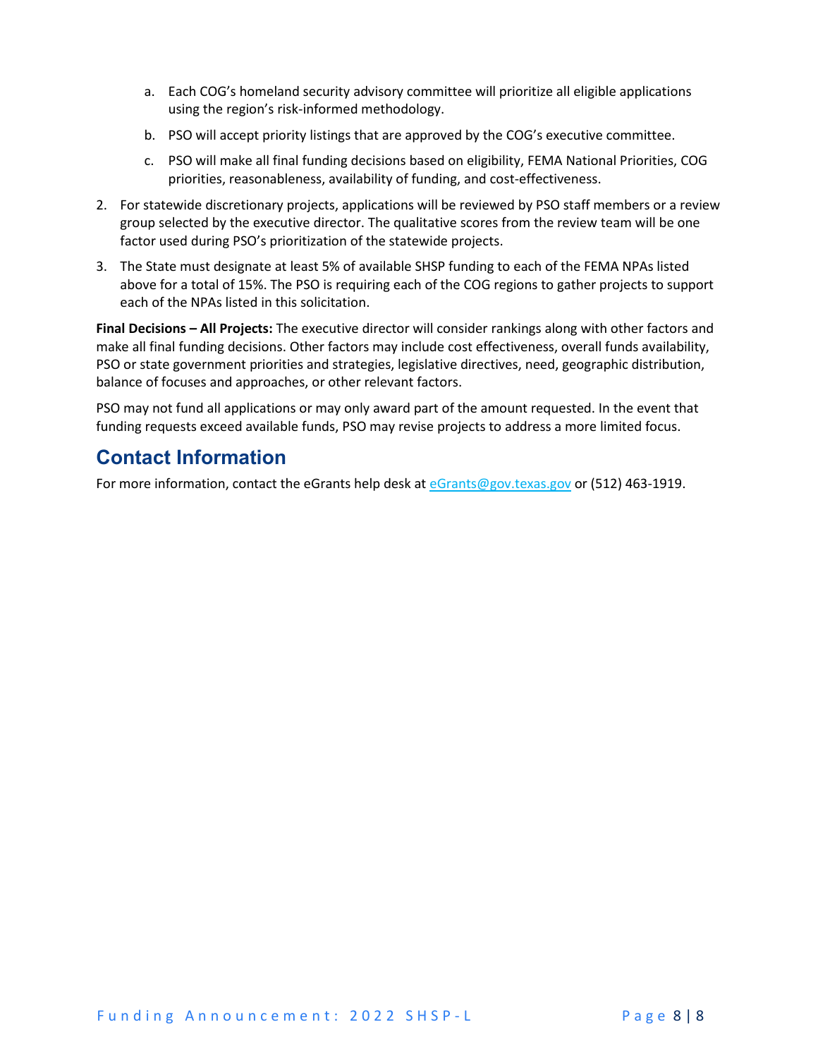a. Each COG's homeland security advisory committee will prioritize all eligible applications using the region's risk-informed methodology.

   b. PSO will accept priority listings that are approved by the COG's executive committee.

   c. PSO will make all final funding decisions based on eligibility, FEMA National Priorities, COG priorities, reasonableness, availability of funding, and cost-effectiveness.

2. For statewide discretionary projects, applications will be reviewed by PSO staff members or a review group selected by the executive director. The qualitative scores from the review team will be one factor used during PSO's prioritization of the statewide projects.
3. The State must designate at least 5% of available SHSP funding to each of the FEMA NPAs listed above for a total of 15%. The PSO is requiring each of the COG regions to gather projects to support each of the NPAs listed in this solicitation.

**Final Decisions – All Projects:** The executive director will consider rankings along with other factors and make all final funding decisions. Other factors may include cost effectiveness, overall funds availability, PSO or state government priorities and strategies, legislative directives, need, geographic distribution, balance of focuses and approaches, or other relevant factors.

PSO may not fund all applications or may only award part of the amount requested. In the event that funding requests exceed available funds, PSO may revise projects to address a more limited focus.

## Contact Information

For more information, contact the eGrants help desk at eGrants@gov.texas.gov or (512) 463-1919.